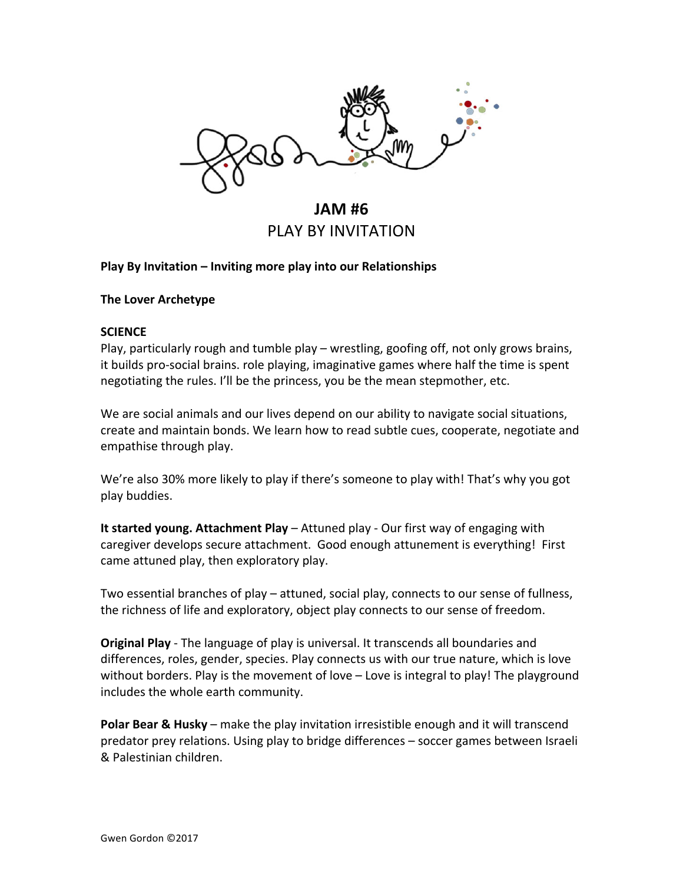# JAM #6
## PLAY BY INVITATION

**Play By Invitation – Inviting more play into our Relationships**

**The Lover Archetype**

**SCIENCE**
Play, particularly rough and tumble play – wrestling, goofing off, not only grows brains, it builds pro-social brains. role playing, imaginative games where half the time is spent negotiating the rules. I'll be the princess, you be the mean stepmother, etc.

We are social animals and our lives depend on our ability to navigate social situations, create and maintain bonds. We learn how to read subtle cues, cooperate, negotiate and empathise through play.

We're also 30% more likely to play if there's someone to play with! That's why you got play buddies.

**It started young. Attachment Play** – Attuned play - Our first way of engaging with caregiver develops secure attachment. Good enough attunement is everything! First came attuned play, then exploratory play.

Two essential branches of play – attuned, social play, connects to our sense of fullness, the richness of life and exploratory, object play connects to our sense of freedom.

**Original Play** - The language of play is universal. It transcends all boundaries and differences, roles, gender, species. Play connects us with our true nature, which is love without borders. Play is the movement of love – Love is integral to play! The playground includes the whole earth community.

**Polar Bear & Husky** – make the play invitation irresistible enough and it will transcend predator prey relations. Using play to bridge differences – soccer games between Israeli & Palestinian children.

Gwen Gordon ©2017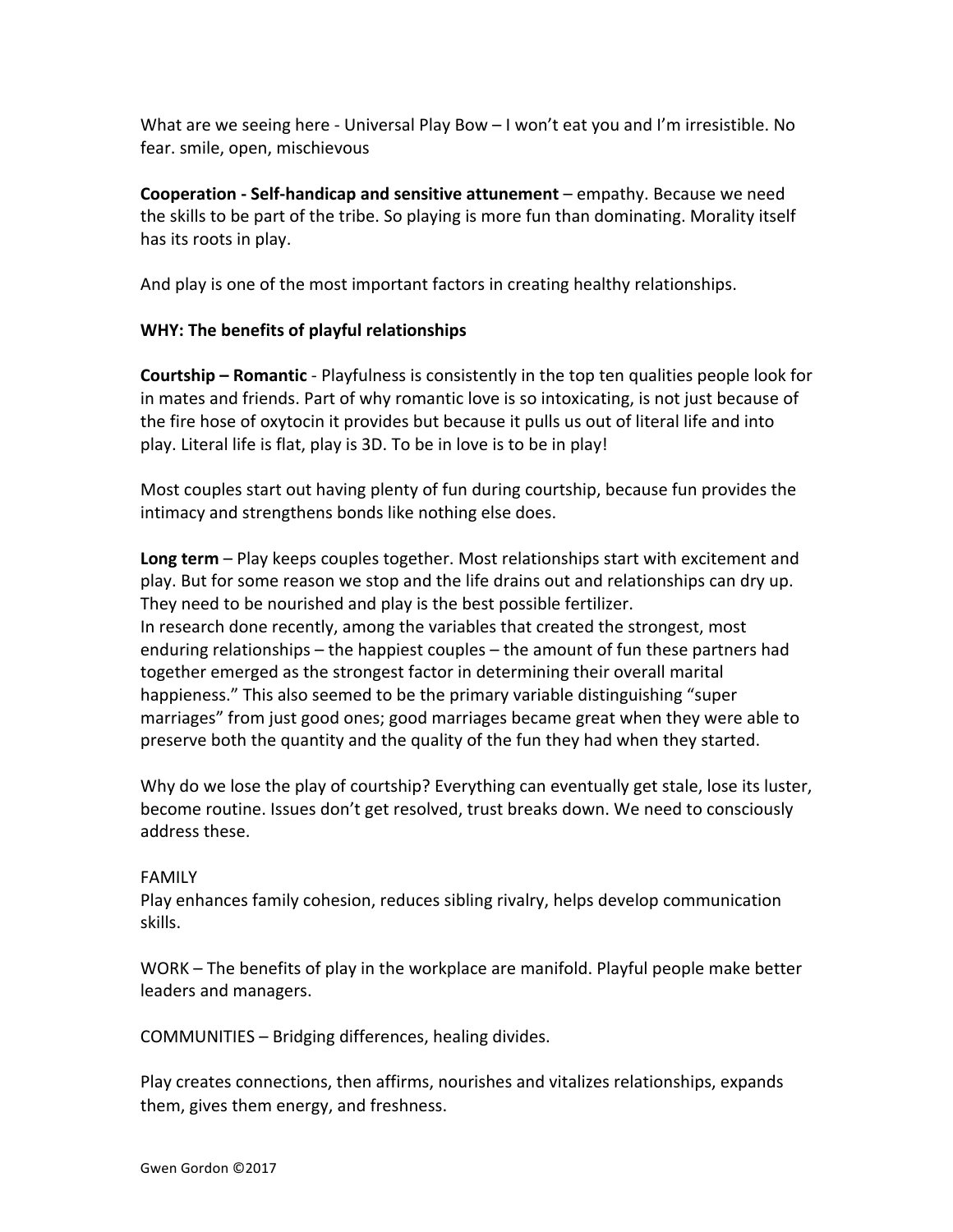What are we seeing here - Universal Play Bow – I won't eat you and I'm irresistible. No fear. smile, open, mischievous

**Cooperation - Self-handicap and sensitive attunement** – empathy. Because we need the skills to be part of the tribe. So playing is more fun than dominating. Morality itself has its roots in play.

And play is one of the most important factors in creating healthy relationships.

**WHY: The benefits of playful relationships**

**Courtship – Romantic** - Playfulness is consistently in the top ten qualities people look for in mates and friends. Part of why romantic love is so intoxicating, is not just because of the fire hose of oxytocin it provides but because it pulls us out of literal life and into play. Literal life is flat, play is 3D. To be in love is to be in play!

Most couples start out having plenty of fun during courtship, because fun provides the intimacy and strengthens bonds like nothing else does.

**Long term** – Play keeps couples together. Most relationships start with excitement and play. But for some reason we stop and the life drains out and relationships can dry up. They need to be nourished and play is the best possible fertilizer.
In research done recently, among the variables that created the strongest, most enduring relationships – the happiest couples – the amount of fun these partners had together emerged as the strongest factor in determining their overall marital happieness." This also seemed to be the primary variable distinguishing "super marriages" from just good ones; good marriages became great when they were able to preserve both the quantity and the quality of the fun they had when they started.

Why do we lose the play of courtship? Everything can eventually get stale, lose its luster, become routine. Issues don't get resolved, trust breaks down. We need to consciously address these.

FAMILY
Play enhances family cohesion, reduces sibling rivalry, helps develop communication skills.

WORK – The benefits of play in the workplace are manifold. Playful people make better leaders and managers.

COMMUNITIES – Bridging differences, healing divides.

Play creates connections, then affirms, nourishes and vitalizes relationships, expands them, gives them energy, and freshness.

Gwen Gordon ©2017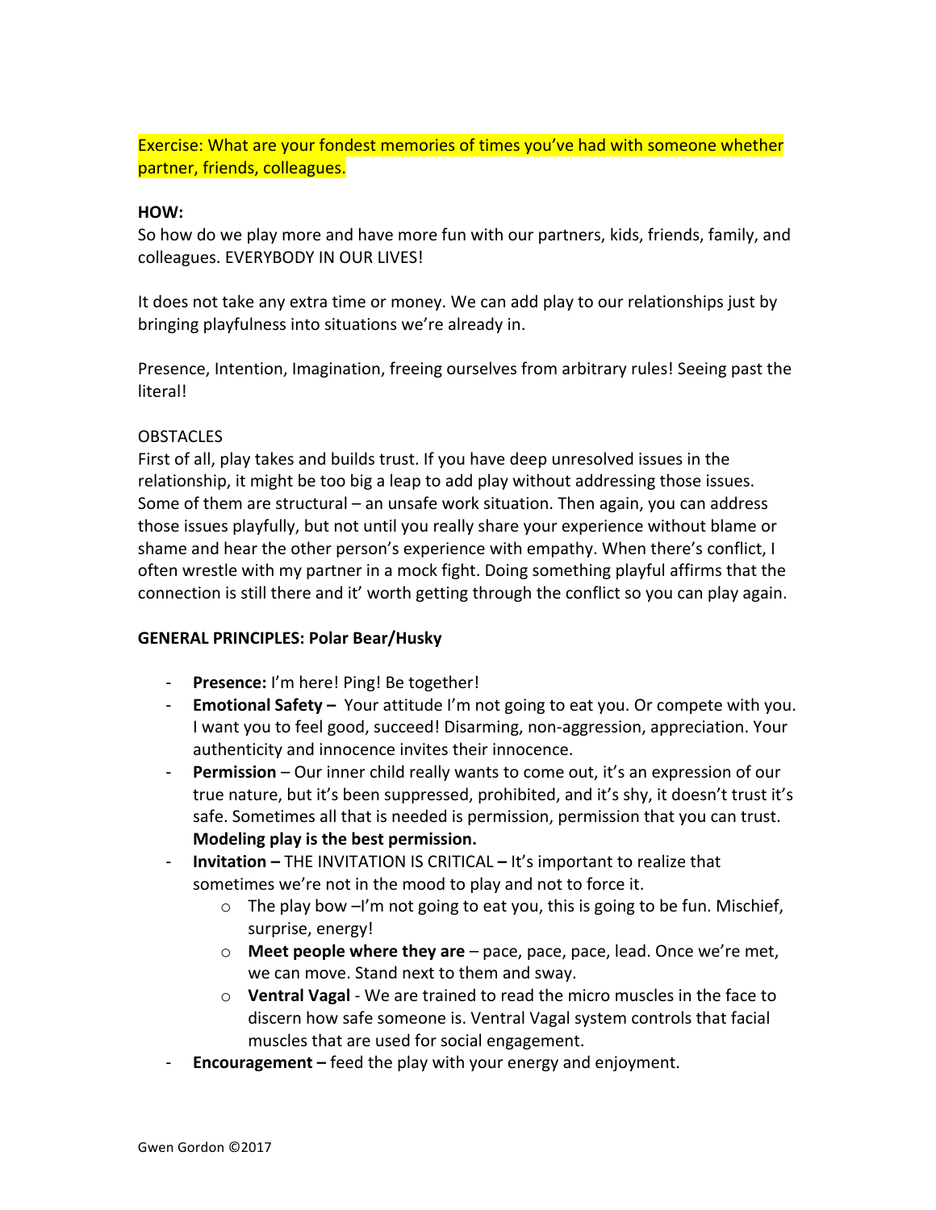Exercise: What are your fondest memories of times you've had with someone whether partner, friends, colleagues.

**HOW:**

So how do we play more and have more fun with our partners, kids, friends, family, and colleagues. EVERYBODY IN OUR LIVES!

It does not take any extra time or money. We can add play to our relationships just by bringing playfulness into situations we're already in.

Presence, Intention, Imagination, freeing ourselves from arbitrary rules! Seeing past the literal!

OBSTACLES

First of all, play takes and builds trust. If you have deep unresolved issues in the relationship, it might be too big a leap to add play without addressing those issues. Some of them are structural – an unsafe work situation. Then again, you can address those issues playfully, but not until you really share your experience without blame or shame and hear the other person's experience with empathy. When there's conflict, I often wrestle with my partner in a mock fight. Doing something playful affirms that the connection is still there and it' worth getting through the conflict so you can play again.

**GENERAL PRINCIPLES: Polar Bear/Husky**

- **Presence:** I'm here! Ping! Be together!
- **Emotional Safety –** Your attitude I'm not going to eat you. Or compete with you. I want you to feel good, succeed! Disarming, non-aggression, appreciation. Your authenticity and innocence invites their innocence.
- **Permission** – Our inner child really wants to come out, it's an expression of our true nature, but it's been suppressed, prohibited, and it's shy, it doesn't trust it's safe. Sometimes all that is needed is permission, permission that you can trust. **Modeling play is the best permission.**
- **Invitation –** THE INVITATION IS CRITICAL **–** It's important to realize that sometimes we're not in the mood to play and not to force it.
  - The play bow –I'm not going to eat you, this is going to be fun. Mischief, surprise, energy!
  - **Meet people where they are** – pace, pace, pace, lead. Once we're met, we can move. Stand next to them and sway.
  - **Ventral Vagal** - We are trained to read the micro muscles in the face to discern how safe someone is. Ventral Vagal system controls that facial muscles that are used for social engagement.
- **Encouragement –** feed the play with your energy and enjoyment.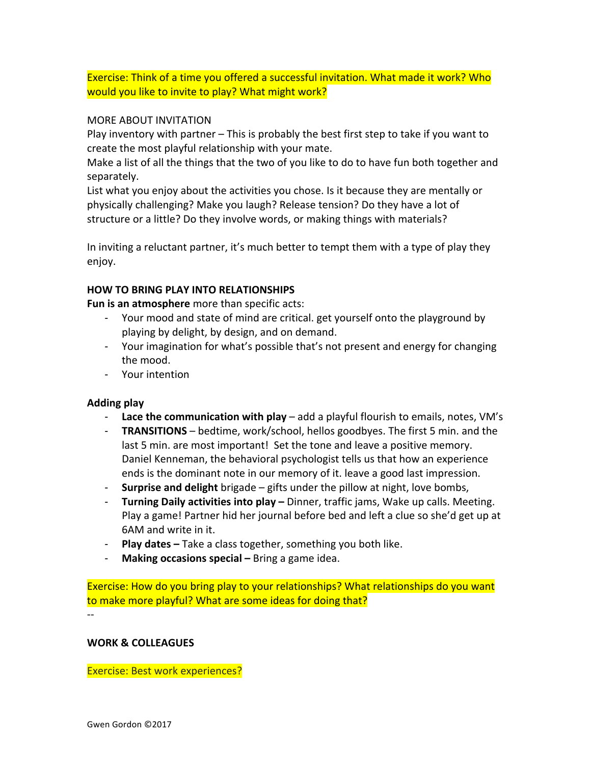Exercise: Think of a time you offered a successful invitation. What made it work? Who would you like to invite to play? What might work?

MORE ABOUT INVITATION

Play inventory with partner – This is probably the best first step to take if you want to create the most playful relationship with your mate.

Make a list of all the things that the two of you like to do to have fun both together and separately.

List what you enjoy about the activities you chose. Is it because they are mentally or physically challenging? Make you laugh? Release tension? Do they have a lot of structure or a little? Do they involve words, or making things with materials?

In inviting a reluctant partner, it's much better to tempt them with a type of play they enjoy.

**HOW TO BRING PLAY INTO RELATIONSHIPS**

**Fun is an atmosphere** more than specific acts:

- Your mood and state of mind are critical. get yourself onto the playground by playing by delight, by design, and on demand.
- Your imagination for what's possible that's not present and energy for changing the mood.
- Your intention

**Adding play**

- **Lace the communication with play** – add a playful flourish to emails, notes, VM's
- **TRANSITIONS** – bedtime, work/school, hellos goodbyes. The first 5 min. and the last 5 min. are most important! Set the tone and leave a positive memory. Daniel Kenneman, the behavioral psychologist tells us that how an experience ends is the dominant note in our memory of it. leave a good last impression.
- **Surprise and delight** brigade – gifts under the pillow at night, love bombs,
- **Turning Daily activities into play –** Dinner, traffic jams, Wake up calls. Meeting. Play a game! Partner hid her journal before bed and left a clue so she'd get up at 6AM and write in it.
- **Play dates –** Take a class together, something you both like.
- **Making occasions special –** Bring a game idea.

Exercise: How do you bring play to your relationships? What relationships do you want to make more playful? What are some ideas for doing that?

--

**WORK & COLLEAGUES**

Exercise: Best work experiences?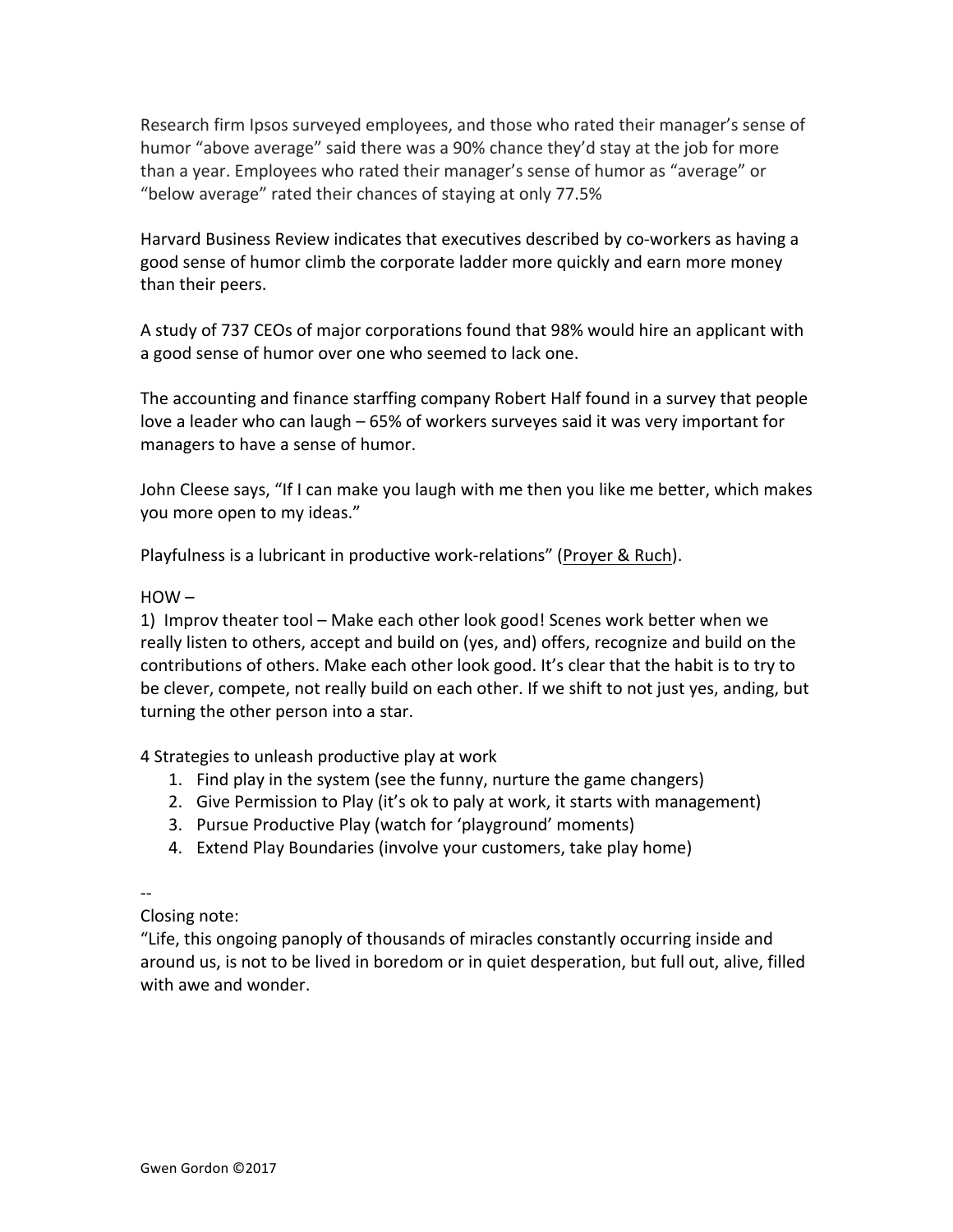Research firm Ipsos surveyed employees, and those who rated their manager's sense of humor "above average" said there was a 90% chance they'd stay at the job for more than a year. Employees who rated their manager's sense of humor as "average" or "below average" rated their chances of staying at only 77.5%

Harvard Business Review indicates that executives described by co-workers as having a good sense of humor climb the corporate ladder more quickly and earn more money than their peers.

A study of 737 CEOs of major corporations found that 98% would hire an applicant with a good sense of humor over one who seemed to lack one.

The accounting and finance starffing company Robert Half found in a survey that people love a leader who can laugh – 65% of workers surveyes said it was very important for managers to have a sense of humor.

John Cleese says, "If I can make you laugh with me then you like me better, which makes you more open to my ideas."

Playfulness is a lubricant in productive work-relations" (Proyer & Ruch).

HOW –

1) Improv theater tool – Make each other look good! Scenes work better when we really listen to others, accept and build on (yes, and) offers, recognize and build on the contributions of others. Make each other look good. It's clear that the habit is to try to be clever, compete, not really build on each other. If we shift to not just yes, anding, but turning the other person into a star.

4 Strategies to unleash productive play at work

1. Find play in the system (see the funny, nurture the game changers)
2. Give Permission to Play (it's ok to paly at work, it starts with management)
3. Pursue Productive Play (watch for 'playground' moments)
4. Extend Play Boundaries (involve your customers, take play home)

--

Closing note:

"Life, this ongoing panoply of thousands of miracles constantly occurring inside and around us, is not to be lived in boredom or in quiet desperation, but full out, alive, filled with awe and wonder.

Gwen Gordon ©2017